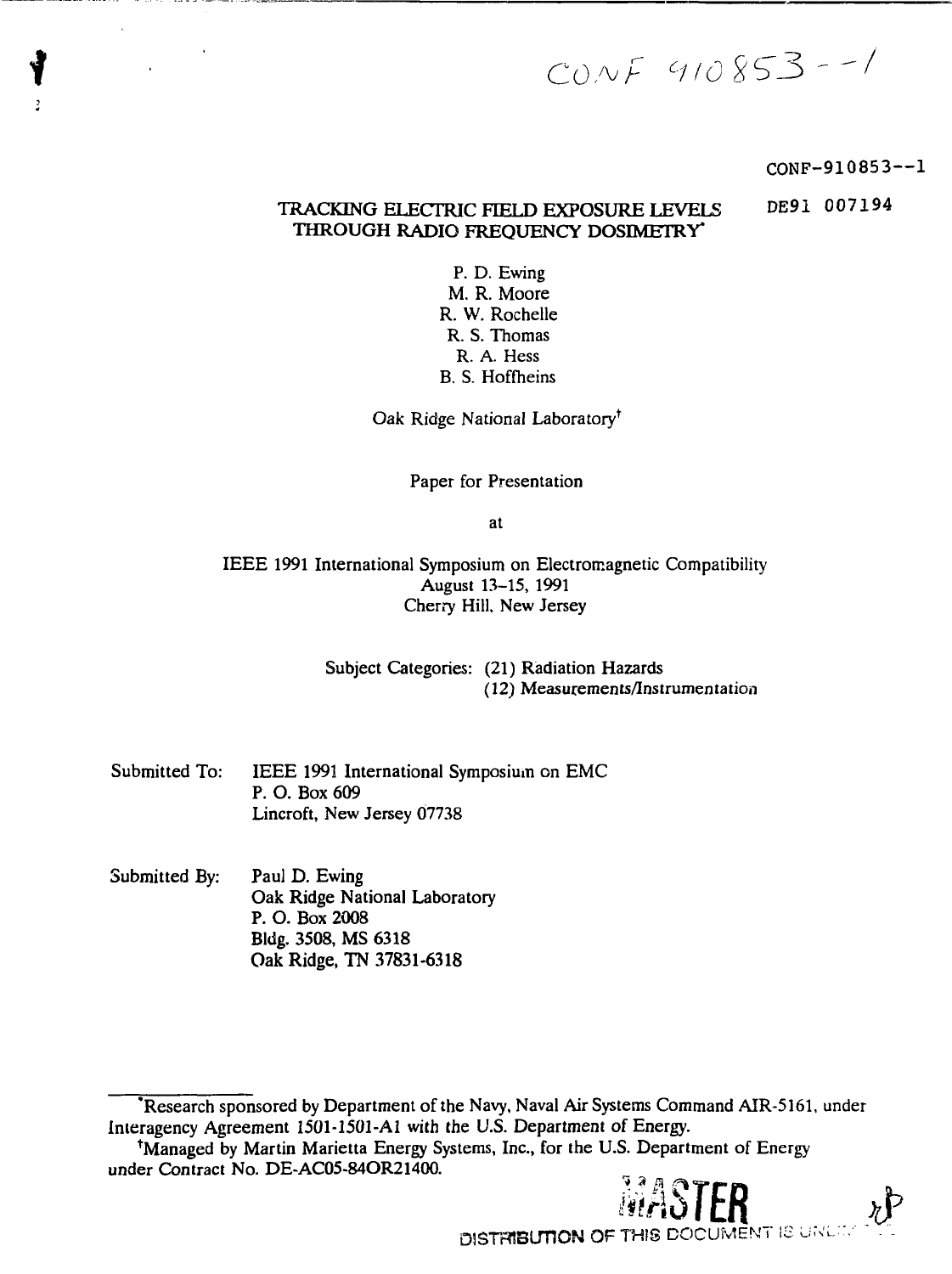CONF 910853 --1

CONF-910853--1

DE91 007194

# TRACKING ELECTRIC FIELD EXPOSURE LEVELS THROUGH RADIO FREQUENCY DOSIMETRY*

P. D. Ewing
M. R. Moore
R. W. Rochelle
R. S. Thomas
R. A. Hess
B. S. Hoffheins

Oak Ridge National Laboratory†

Paper for Presentation

at

IEEE 1991 International Symposium on Electromagnetic Compatibility
August 13–15, 1991
Cherry Hill, New Jersey

Subject Categories: (21) Radiation Hazards
(12) Measurements/Instrumentation

Submitted To: IEEE 1991 International Symposium on EMC
P. O. Box 609
Lincroft, New Jersey 07738

Submitted By: Paul D. Ewing
Oak Ridge National Laboratory
P. O. Box 2008
Bldg. 3508, MS 6318
Oak Ridge, TN 37831-6318

*Research sponsored by Department of the Navy, Naval Air Systems Command AIR-5161, under Interagency Agreement 1501-1501-A1 with the U.S. Department of Energy.

†Managed by Martin Marietta Energy Systems, Inc., for the U.S. Department of Energy under Contract No. DE-AC05-84OR21400.

MASTER

DISTRIBUTION OF THIS DOCUMENT IS UNLIMITED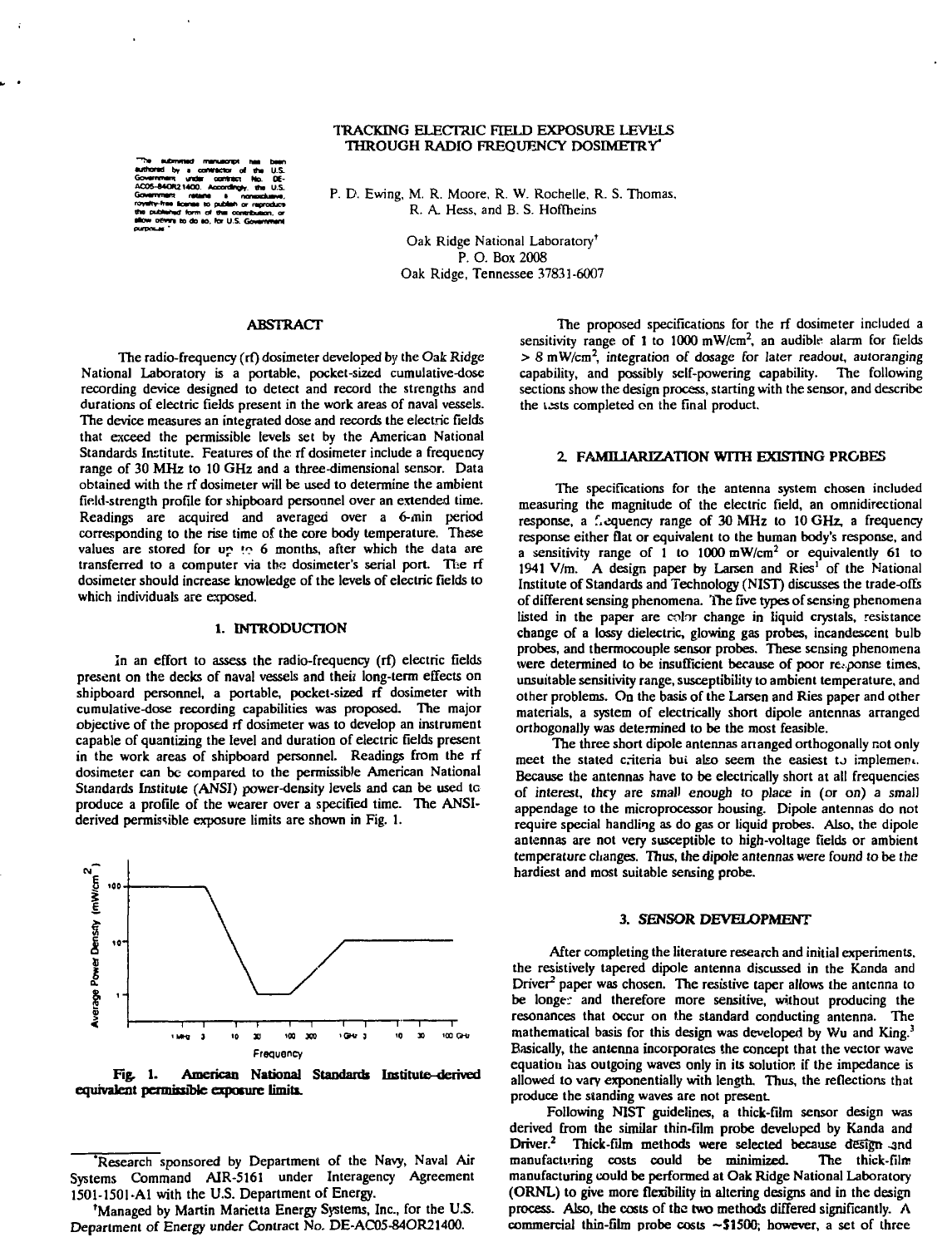# TRACKING ELECTRIC FIELD EXPOSURE LEVELS THROUGH RADIO FREQUENCY DOSIMETRY*

"The submitted manuscript has been authored by a contractor of the U.S. Government under contract No. DE-AC05-84OR21400. Accordingly, the U.S. Government retains a nonexclusive, royalty-free license to publish or reproduce the published form of this contribution, or allow others to do so, for U.S. Government purposes."

P. D. Ewing, M. R. Moore, R. W. Rochelle, R. S. Thomas, R. A. Hess, and B. S. Hoffheins

Oak Ridge National Laboratory†
P. O. Box 2008
Oak Ridge, Tennessee 37831-6007

## ABSTRACT

The radio-frequency (rf) dosimeter developed by the Oak Ridge National Laboratory is a portable, pocket-sized cumulative-dose recording device designed to detect and record the strengths and durations of electric fields present in the work areas of naval vessels. The device measures an integrated dose and records the electric fields that exceed the permissible levels set by the American National Standards Institute. Features of the rf dosimeter include a frequency range of 30 MHz to 10 GHz and a three-dimensional sensor. Data obtained with the rf dosimeter will be used to determine the ambient field-strength profile for shipboard personnel over an extended time. Readings are acquired and averaged over a 6-min period corresponding to the rise time of the core body temperature. These values are stored for up to 6 months, after which the data are transferred to a computer via the dosimeter's serial port. The rf dosimeter should increase knowledge of the levels of electric fields to which individuals are exposed.

## 1. INTRODUCTION

In an effort to assess the radio-frequency (rf) electric fields present on the decks of naval vessels and their long-term effects on shipboard personnel, a portable, pocket-sized rf dosimeter with cumulative-dose recording capabilities was proposed. The major objective of the proposed rf dosimeter was to develop an instrument capable of quantizing the level and duration of electric fields present in the work areas of shipboard personnel. Readings from the rf dosimeter can be compared to the permissible American National Standards Institute (ANSI) power-density levels and can be used to produce a profile of the wearer over a specified time. The ANSI-derived permissible exposure limits are shown in Fig. 1.

**Fig. 1. American National Standards Institute–derived equivalent permissible exposure limits.**

The proposed specifications for the rf dosimeter included a sensitivity range of 1 to 1000 mW/cm$^2$, an audible alarm for fields > 8 mW/cm$^2$, integration of dosage for later readout, autoranging capability, and possibly self-powering capability. The following sections show the design process, starting with the sensor, and describe the tests completed on the final product.

## 2. FAMILIARIZATION WITH EXISTING PROBES

The specifications for the antenna system chosen included measuring the magnitude of the electric field, an omnidirectional response, a frequency range of 30 MHz to 10 GHz, a frequency response either flat or equivalent to the human body's response, and a sensitivity range of 1 to 1000 mW/cm$^2$ or equivalently 61 to 1941 V/m. A design paper by Larsen and Ries[1] of the National Institute of Standards and Technology (NIST) discusses the trade-offs of different sensing phenomena. The five types of sensing phenomena listed in the paper are color change in liquid crystals, resistance change of a lossy dielectric, glowing gas probes, incandescent bulb probes, and thermocouple sensor probes. These sensing phenomena were determined to be insufficient because of poor response times, unsuitable sensitivity range, susceptibility to ambient temperature, and other problems. On the basis of the Larsen and Ries paper and other materials, a system of electrically short dipole antennas arranged orthogonally was determined to be the most feasible.

The three short dipole antennas arranged orthogonally not only meet the stated criteria but also seem the easiest to implement. Because the antennas have to be electrically short at all frequencies of interest, they are small enough to place in (or on) a small appendage to the microprocessor housing. Dipole antennas do not require special handling as do gas or liquid probes. Also, the dipole antennas are not very susceptible to high-voltage fields or ambient temperature changes. Thus, the dipole antennas were found to be the hardiest and most suitable sensing probe.

## 3. SENSOR DEVELOPMENT

After completing the literature research and initial experiments, the resistively tapered dipole antenna discussed in the Kanda and Driver[2] paper was chosen. The resistive taper allows the antenna to be longer and therefore more sensitive, without producing the resonances that occur on the standard conducting antenna. The mathematical basis for this design was developed by Wu and King.[3] Basically, the antenna incorporates the concept that the vector wave equation has outgoing waves only in its solution if the impedance is allowed to vary exponentially with length. Thus, the reflections that produce the standing waves are not present.

Following NIST guidelines, a thick-film sensor design was derived from the similar thin-film probe developed by Kanda and Driver.[2] Thick-film methods were selected because design and manufacturing costs could be minimized. The thick-film manufacturing could be performed at Oak Ridge National Laboratory (ORNL) to give more flexibility in altering designs and in the design process. Also, the costs of the two methods differed significantly. A commercial thin-film probe costs ~\$1500; however, a set of three

*Research sponsored by Department of the Navy, Naval Air Systems Command AIR-5161 under Interagency Agreement 1501-1501-A1 with the U.S. Department of Energy.

†Managed by Martin Marietta Energy Systems, Inc., for the U.S. Department of Energy under Contract No. DE-AC05-84OR21400.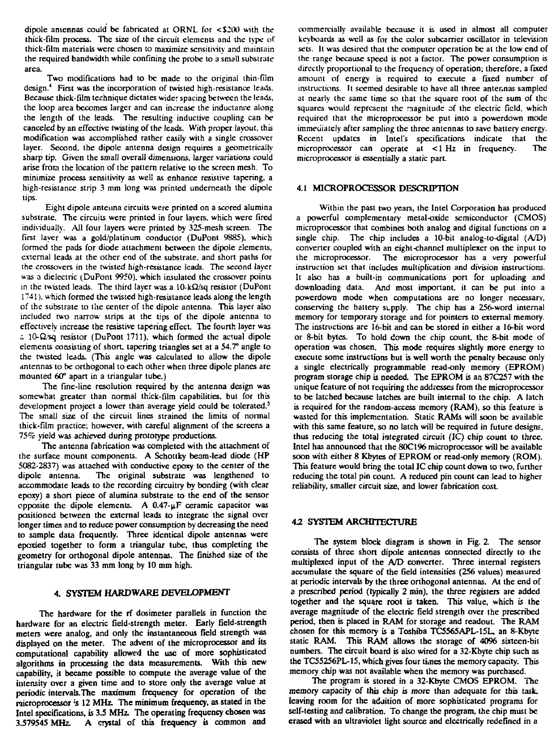dipole antennas could be fabricated at ORNL for <$200 with the thick-film process. The size of the circuit elements and the type of thick-film materials were chosen to maximize sensitivity and maintain the required bandwidth while confining the probe to a small substrate area.

Two modifications had to be made to the original thin-film design.[4] First was the incorporation of twisted high-resistance leads. Because thick-film technique dictates wider spacing between the leads, the loop area becomes larger and can increase the inductance along the length of the leads. The resulting inductive coupling can be canceled by an effective twisting of the leads. With proper layout, this modification was accomplished rather easily with a single crossover layer. Second, the dipole antenna design requires a geometrically sharp tip. Given the small overall dimensions, larger variations could arise from the location of the pattern relative to the screen mesh. To minimize process sensitivity as well as enhance resistive tapering, a high-resistance strip 3 mm long was printed underneath the dipole tips.

Eight dipole antenna circuits were printed on a scored alumina substrate. The circuits were printed in four layers, which were fired individually. All four layers were printed by 325-mesh screen. The first layer was a gold/platinum conductor (DuPont 9885), which formed the pads for diode attachment between the dipole elements, external leads at the other end of the substrate, and short paths for the crossovers in the twisted high-resistance leads. The second layer was a dielectric (DuPont 9950), which insulated the crossover points in the twisted leads. The third layer was a 10-kΩ/sq resistor (DuPont 1741), which formed the twisted high-resistance leads along the length of the substrate to the center of the dipole antenna. This layer also included two narrow strips at the tips of the dipole antenna to effectively increase the resistive tapering effect. The fourth layer was a 10-Ω/sq resistor (DuPont 1711), which formed the actual dipole elements consisting of short, tapering triangles set at a 54.7° angle to the twisted leads. (This angle was calculated to allow the dipole antennas to be orthogonal to each other when three dipole planes are mounted 60° apart in a triangular tube.)

The fine-line resolution required by the antenna design was somewhat greater than normal thick-film capabilities, but for this development project a lower than average yield could be tolerated.[5] The small size of the circuit lines strained the limits of normal thick-film practice; however, with careful alignment of the screens a 75% yield was achieved during prototype productions.

The antenna fabrication was completed with the attachment of the surface mount components. A Schottky beam-lead diode (HP 5082-2837) was attached with conductive epoxy to the center of the dipole antenna. The original substrate was lengthened to accommodate leads to the recording circuitry by bonding (with clear epoxy) a short piece of alumina substrate to the end of the sensor opposite the dipole elements. A 0.47-μF ceramic capacitor was positioned between the external leads to integrate the signal over longer times and to reduce power consumption by decreasing the need to sample data frequently. Three identical dipole antennas were epoxied together to form a triangular tube, thus completing the geometry for orthogonal dipole antennas. The finished size of the triangular tube was 33 mm long by 10 mm high.

## 4. SYSTEM HARDWARE DEVELOPMENT

The hardware for the rf dosimeter parallels in function the hardware for an electric field-strength meter. Early field-strength meters were analog, and only the instantaneous field strength was displayed on the meter. The advent of the microprocessor and its computational capability allowed the use of more sophisticated algorithms in processing the data measurements. With this new capability, it became possible to compute the average value of the intensity over a given time and to store only the average value at periodic intervals. The maximum frequency for operation of the microprocessor is 12 MHz. The minimum frequency, as stated in the Intel specifications, is 3.5 MHz. The operating frequency chosen was 3.579545 MHz. A crystal of this frequency is common and commercially available because it is used in almost all computer keyboards as well as for the color subcarrier oscillator in television sets. It was desired that the computer operation be at the low end of the range because speed is not a factor. The power consumption is directly proportional to the frequency of operation; therefore, a fixed amount of energy is required to execute a fixed number of instructions. It seemed desirable to have all three antennas sampled at nearly the same time so that the square root of the sum of the squares would represent the magnitude of the electric field, which required that the microprocessor be put into a powerdown mode immediately after sampling the three antennas to save battery energy. Recent updates in Intel's specifications indicate that the microprocessor can operate at <1 Hz in frequency. The microprocessor is essentially a static part.

### 4.1 MICROPROCESSOR DESCRIPTION

Within the past two years, the Intel Corporation has produced a powerful complementary metal-oxide semiconductor (CMOS) microprocessor that combines both analog and digital functions on a single chip. The chip includes a 10-bit analog-to-digital (A/D) converter coupled with an eight-channel multiplexer on the input to the microprocessor. The microprocessor has a very powerful instruction set that includes multiplication and division instructions. It also has a built-in communications port for uploading and downloading data. And most important, it can be put into a powerdown mode when computations are no longer necessary, conserving the battery supply. The chip has a 256-word internal memory for temporary storage and for pointers to external memory. The instructions are 16-bit and can be stored in either a 16-bit word or 8-bit bytes. To hold down the chip count, the 8-bit mode of operation was chosen. This mode requires slightly more energy to execute some instructions but is well worth the penalty because only a single electrically programmable read-only memory (EPROM) program storage chip is needed. The EPROM is an 87C257 with the unique feature of not requiring the addresses from the microprocessor to be latched because latches are built internal to the chip. A latch is required for the random-access memory (RAM), so this feature is wasted for this implementation. Static RAMs will soon be available with this same feature, so no latch will be required in future designs, thus reducing the total integrated circuit (IC) chip count to three. Intel has announced that the 80C196 microprocessor will be available soon with either 8 Kbytes of EPROM or read-only memory (ROM). This feature would bring the total IC chip count down to two, further reducing the total pin count. A reduced pin count can lead to higher reliability, smaller circuit size, and lower fabrication cost.

### 4.2 SYSTEM ARCHITECTURE

The system block diagram is shown in Fig. 2. The sensor consists of three short dipole antennas connected directly to the multiplexed input of the A/D converter. Three internal registers accumulate the square of the field intensities (256 values) measured at periodic intervals by the three orthogonal antennas. At the end of a prescribed period (typically 2 min), the three registers are added together and the square root is taken. This value, which is the average magnitude of the electric field strength over the prescribed period, then is placed in RAM for storage and readout. The RAM chosen for this memory is a Toshiba TC5565APL-15L, an 8-Kbyte static RAM. This RAM allows the storage of 4096 sixteen-bit numbers. The circuit board is also wired for a 32-Kbyte chip such as the TC55256PL-15, which gives four times the memory capacity. This memory chip was not available when the memory was purchased.

The program is stored in a 32-Kbyte CMOS EPROM. The memory capacity of this chip is more than adequate for this task, leaving room for the addition of more sophisticated programs for self-testing and calibration. To change the program, the chip must be erased with an ultraviolet light source and electrically redefined in a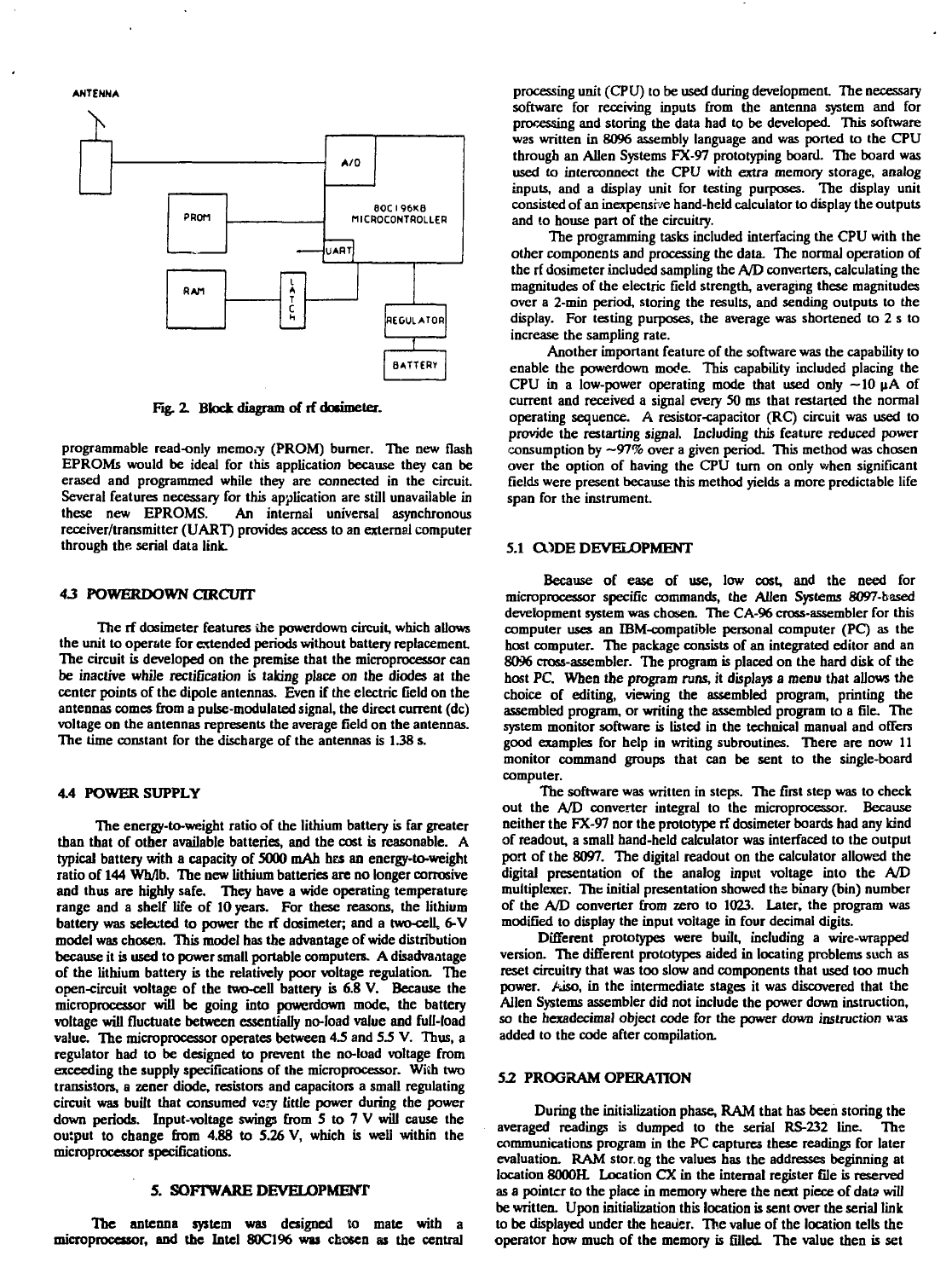Fig. 2. Block diagram of rf dosimeter.

programmable read-only memory (PROM) burner. The new flash EPROMs would be ideal for this application because they can be erased and programmed while they are connected in the circuit. Several features necessary for this application are still unavailable in these new EPROMS. An internal universal asynchronous receiver/transmitter (UART) provides access to an external computer through the serial data link.

## 4.3 POWERDOWN CIRCUIT

The rf dosimeter features the powerdown circuit, which allows the unit to operate for extended periods without battery replacement. The circuit is developed on the premise that the microprocessor can be inactive while rectification is taking place on the diodes at the center points of the dipole antennas. Even if the electric field on the antennas comes from a pulse-modulated signal, the direct current (dc) voltage on the antennas represents the average field on the antennas. The time constant for the discharge of the antennas is 1.38 s.

## 4.4 POWER SUPPLY

The energy-to-weight ratio of the lithium battery is far greater than that of other available batteries, and the cost is reasonable. A typical battery with a capacity of 5000 mAh has an energy-to-weight ratio of 144 Wh/lb. The new lithium batteries are no longer corrosive and thus are highly safe. They have a wide operating temperature range and a shelf life of 10 years. For these reasons, the lithium battery was selected to power the rf dosimeter; and a two-cell, 6-V model was chosen. This model has the advantage of wide distribution because it is used to power small portable computers. A disadvantage of the lithium battery is the relatively poor voltage regulation. The open-circuit voltage of the two-cell battery is 6.8 V. Because the microprocessor will be going into powerdown mode, the battery voltage will fluctuate between essentially no-load value and full-load value. The microprocessor operates between 4.5 and 5.5 V. Thus, a regulator had to be designed to prevent the no-load voltage from exceeding the supply specifications of the microprocessor. With two transistors, a zener diode, resistors and capacitors a small regulating circuit was built that consumed very little power during the power down periods. Input-voltage swings from 5 to 7 V will cause the output to change from 4.88 to 5.26 V, which is well within the microprocessor specifications.

# 5. SOFTWARE DEVELOPMENT

The antenna system was designed to mate with a microprocessor, and the Intel 80C196 was chosen as the central processing unit (CPU) to be used during development. The necessary software for receiving inputs from the antenna system and for processing and storing the data had to be developed. This software was written in 8096 assembly language and was ported to the CPU through an Allen Systems FX-97 prototyping board. The board was used to interconnect the CPU with extra memory storage, analog inputs, and a display unit for testing purposes. The display unit consisted of an inexpensive hand-held calculator to display the outputs and to house part of the circuitry.

The programming tasks included interfacing the CPU with the other components and processing the data. The normal operation of the rf dosimeter included sampling the A/D converters, calculating the magnitudes of the electric field strength, averaging these magnitudes over a 2-min period, storing the results, and sending outputs to the display. For testing purposes, the average was shortened to 2 s to increase the sampling rate.

Another important feature of the software was the capability to enable the powerdown mode. This capability included placing the CPU in a low-power operating mode that used only ~10 μA of current and received a signal every 50 ms that restarted the normal operating sequence. A resistor-capacitor (RC) circuit was used to provide the restarting signal. Including this feature reduced power consumption by ~97% over a given period. This method was chosen over the option of having the CPU turn on only when significant fields were present because this method yields a more predictable life span for the instrument.

## 5.1 CODE DEVELOPMENT

Because of ease of use, low cost, and the need for microprocessor specific commands, the Allen Systems 8097-based development system was chosen. The CA-96 cross-assembler for this computer uses an IBM-compatible personal computer (PC) as the host computer. The package consists of an integrated editor and an 8096 cross-assembler. The program is placed on the hard disk of the host PC. When the program runs, it displays a menu that allows the choice of editing, viewing the assembled program, printing the assembled program, or writing the assembled program to a file. The system monitor software is listed in the technical manual and offers good examples for help in writing subroutines. There are now 11 monitor command groups that can be sent to the single-board computer.

The software was written in steps. The first step was to check out the A/D converter integral to the microprocessor. Because neither the FX-97 nor the prototype rf dosimeter boards had any kind of readout, a small hand-held calculator was interfaced to the output port of the 8097. The digital readout on the calculator allowed the digital presentation of the analog input voltage into the A/D multiplexer. The initial presentation showed the binary (bin) number of the A/D converter from zero to 1023. Later, the program was modified to display the input voltage in four decimal digits.

Different prototypes were built, including a wire-wrapped version. The different prototypes aided in locating problems such as reset circuitry that was too slow and components that used too much power. Also, in the intermediate stages it was discovered that the Allen Systems assembler did not include the power down instruction, so the hexadecimal object code for the power down instruction was added to the code after compilation.

## 5.2 PROGRAM OPERATION

During the initialization phase, RAM that has been storing the averaged readings is dumped to the serial RS-232 line. The communications program in the PC captures these readings for later evaluation. RAM storing the values has the addresses beginning at location 8000H. Location CX in the internal register file is reserved as a pointer to the place in memory where the next piece of data will be written. Upon initialization this location is sent over the serial link to be displayed under the header. The value of the location tells the operator how much of the memory is filled. The value then is set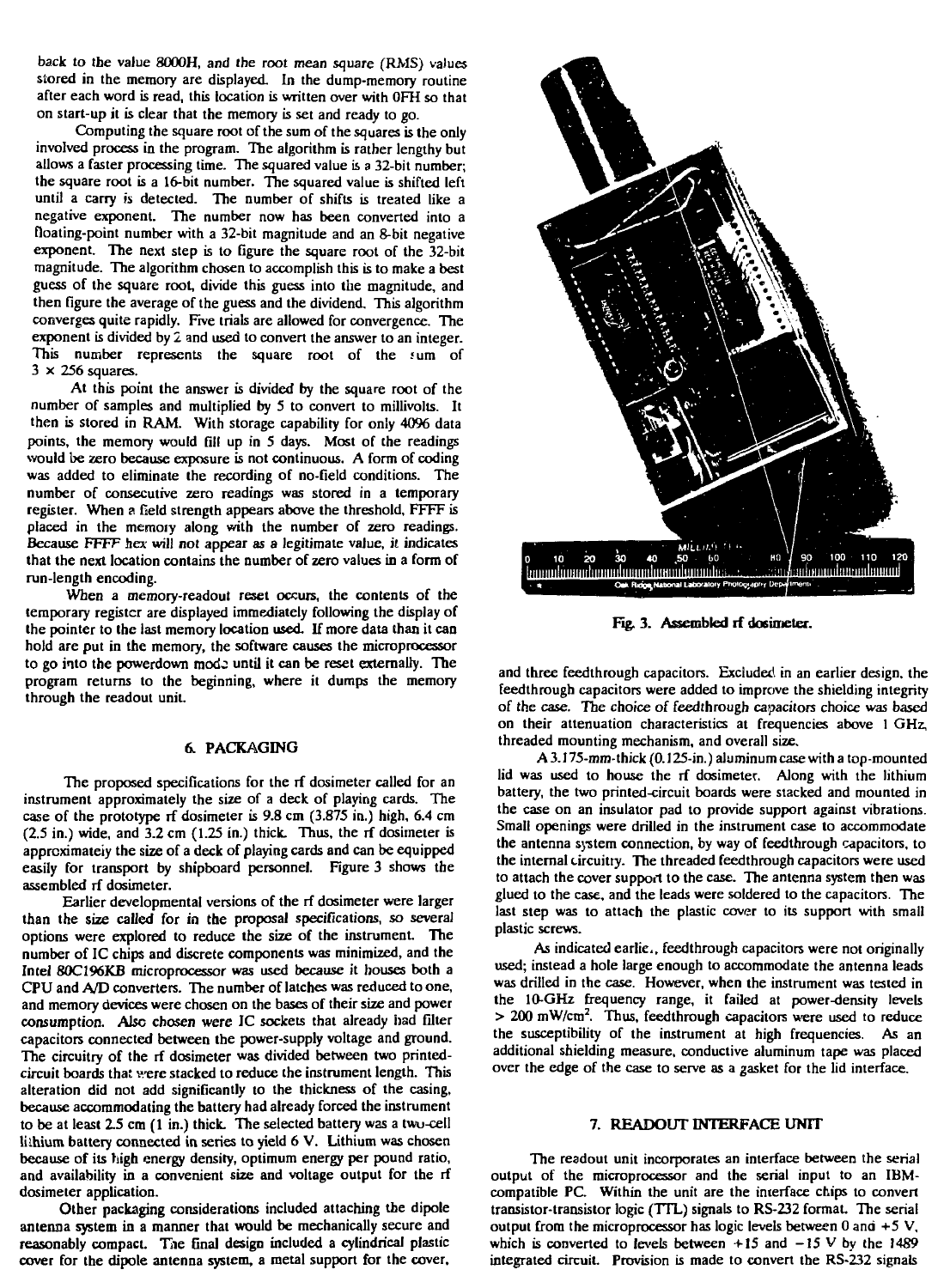back to the value 8000H, and the root mean square (RMS) values stored in the memory are displayed. In the dump-memory routine after each word is read, this location is written over with 0FH so that on start-up it is clear that the memory is set and ready to go.

Computing the square root of the sum of the squares is the only involved process in the program. The algorithm is rather lengthy but allows a faster processing time. The squared value is a 32-bit number; the square root is a 16-bit number. The squared value is shifted left until a carry is detected. The number of shifts is treated like a negative exponent. The number now has been converted into a floating-point number with a 32-bit magnitude and an 8-bit negative exponent. The next step is to figure the square root of the 32-bit magnitude. The algorithm chosen to accomplish this is to make a best guess of the square root, divide this guess into the magnitude, and then figure the average of the guess and the dividend. This algorithm converges quite rapidly. Five trials are allowed for convergence. The exponent is divided by 2 and used to convert the answer to an integer. This number represents the square root of the sum of $3 \times 256$ squares.

At this point the answer is divided by the square root of the number of samples and multiplied by 5 to convert to millivolts. It then is stored in RAM. With storage capability for only 4096 data points, the memory would fill up in 5 days. Most of the readings would be zero because exposure is not continuous. A form of coding was added to eliminate the recording of no-field conditions. The number of consecutive zero readings was stored in a temporary register. When a field strength appears above the threshold, FFFF is placed in the memory along with the number of zero readings. Because FFFF hex will not appear as a legitimate value, it indicates that the next location contains the number of zero values in a form of run-length encoding.

When a memory-readout reset occurs, the contents of the temporary register are displayed immediately following the display of the pointer to the last memory location used. If more data than it can hold are put in the memory, the software causes the microprocessor to go into the powerdown mode until it can be reset externally. The program returns to the beginning, where it dumps the memory through the readout unit.

## 6. PACKAGING

The proposed specifications for the rf dosimeter called for an instrument approximately the size of a deck of playing cards. The case of the prototype rf dosimeter is 9.8 cm (3.875 in.) high, 6.4 cm (2.5 in.) wide, and 3.2 cm (1.25 in.) thick. Thus, the rf dosimeter is approximately the size of a deck of playing cards and can be equipped easily for transport by shipboard personnel. Figure 3 shows the assembled rf dosimeter.

Earlier developmental versions of the rf dosimeter were larger than the size called for in the proposal specifications, so several options were explored to reduce the size of the instrument. The number of IC chips and discrete components was minimized, and the Intel 80C196KB microprocessor was used because it houses both a CPU and A/D converters. The number of latches was reduced to one, and memory devices were chosen on the bases of their size and power consumption. Also chosen were IC sockets that already had filter capacitors connected between the power-supply voltage and ground. The circuitry of the rf dosimeter was divided between two printed-circuit boards that were stacked to reduce the instrument length. This alteration did not add significantly to the thickness of the casing, because accommodating the battery had already forced the instrument to be at least 2.5 cm (1 in.) thick. The selected battery was a two-cell lithium battery connected in series to yield 6 V. Lithium was chosen because of its high energy density, optimum energy per pound ratio, and availability in a convenient size and voltage output for the rf dosimeter application.

Other packaging considerations included attaching the dipole antenna system in a manner that would be mechanically secure and reasonably compact. The final design included a cylindrical plastic cover for the dipole antenna system, a metal support for the cover, and three feedthrough capacitors. Excluded in an earlier design, the feedthrough capacitors were added to improve the shielding integrity of the case. The choice of feedthrough capacitors choice was based on their attenuation characteristics at frequencies above 1 GHz, threaded mounting mechanism, and overall size.

Fig. 3. Assembled rf dosimeter.

A 3.175-mm-thick (0.125-in.) aluminum case with a top-mounted lid was used to house the rf dosimeter. Along with the lithium battery, the two printed-circuit boards were stacked and mounted in the case on an insulator pad to provide support against vibrations. Small openings were drilled in the instrument case to accommodate the antenna system connection, by way of feedthrough capacitors, to the internal circuitry. The threaded feedthrough capacitors were used to attach the cover support to the case. The antenna system then was glued to the case, and the leads were soldered to the capacitors. The last step was to attach the plastic cover to its support with small plastic screws.

As indicated earlier, feedthrough capacitors were not originally used; instead a hole large enough to accommodate the antenna leads was drilled in the case. However, when the instrument was tested in the 10-GHz frequency range, it failed at power-density levels > 200 mW/cm$^2$. Thus, feedthrough capacitors were used to reduce the susceptibility of the instrument at high frequencies. As an additional shielding measure, conductive aluminum tape was placed over the edge of the case to serve as a gasket for the lid interface.

## 7. READOUT INTERFACE UNIT

The readout unit incorporates an interface between the serial output of the microprocessor and the serial input to an IBM-compatible PC. Within the unit are the interface chips to convert transistor-transistor logic (TTL) signals to RS-232 format. The serial output from the microprocessor has logic levels between 0 and +5 V, which is converted to levels between +15 and −15 V by the 1489 integrated circuit. Provision is made to convert the RS-232 signals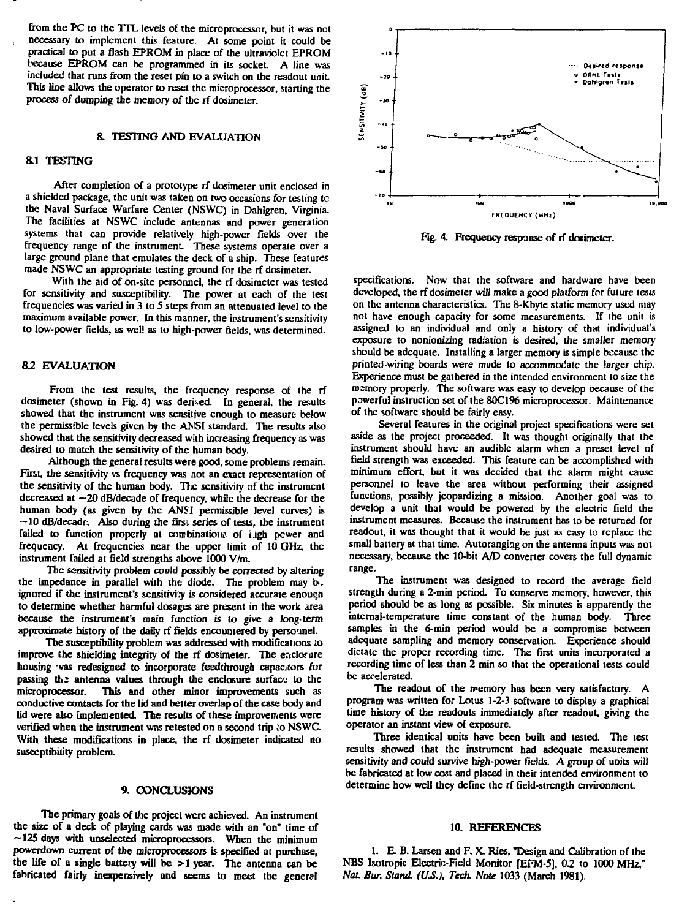from the PC to the TTL levels of the microprocessor, but it was not necessary to implement this feature. At some point it could be practical to put a flash EPROM in place of the ultraviolet EPROM because EPROM can be programmed in its socket. A line was included that runs from the reset pin to a switch on the readout unit. This line allows the operator to reset the microprocessor, starting the process of dumping the memory of the rf dosimeter.

## 8. TESTING AND EVALUATION

### 8.1 TESTING

After completion of a prototype rf dosimeter unit enclosed in a shielded package, the unit was taken on two occasions for testing to the Naval Surface Warfare Center (NSWC) in Dahlgren, Virginia. The facilities at NSWC include antennas and power generation systems that can provide relatively high-power fields over the frequency range of the instrument. These systems operate over a large ground plane that emulates the deck of a ship. These features made NSWC an appropriate testing ground for the rf dosimeter.

With the aid of on-site personnel, the rf dosimeter was tested for sensitivity and susceptibility. The power at each of the test frequencies was varied in 3 to 5 steps from an attenuated level to the maximum available power. In this manner, the instrument's sensitivity to low-power fields, as well as to high-power fields, was determined.

### 8.2 EVALUATION

From the test results, the frequency response of the rf dosimeter (shown in Fig. 4) was derived. In general, the results showed that the instrument was sensitive enough to measure below the permissible levels given by the ANSI standard. The results also showed that the sensitivity decreased with increasing frequency as was desired to match the sensitivity of the human body.

Although the general results were good, some problems remain. First, the sensitivity vs frequency was not an exact representation of the sensitivity of the human body. The sensitivity of the instrument decreased at ~20 dB/decade of frequency, while the decrease for the human body (as given by the ANSI permissible level curves) is ~10 dB/decade. Also during the first series of tests, the instrument failed to function properly at combinations of high power and frequency. At frequencies near the upper limit of 10 GHz, the instrument failed at field strengths above 1000 V/m.

The sensitivity problem could possibly be corrected by altering the impedance in parallel with the diode. The problem may be ignored if the instrument's sensitivity is considered accurate enough to determine whether harmful dosages are present in the work area because the instrument's main function is to give a long-term approximate history of the daily rf fields encountered by personnel.

The susceptibility problem was addressed with modifications to improve the shielding integrity of the rf dosimeter. The enclosure housing was redesigned to incorporate feedthrough capacitors for passing the antenna values through the enclosure surface to the microprocessor. This and other minor improvements such as conductive contacts for the lid and better overlap of the case body and lid were also implemented. The results of these improvements were verified when the instrument was retested on a second trip to NSWC. With these modifications in place, the rf dosimeter indicated no susceptibility problem.

## 9. CONCLUSIONS

The primary goals of the project were achieved. An instrument the size of a deck of playing cards was made with an "on" time of ~125 days with unselected microprocessors. When the minimum powerdown current of the microprocessors is specified at purchase, the life of a single battery will be >1 year. The antenna can be fabricated fairly inexpensively and seems to meet the general

Fig. 4. Frequency response of rf dosimeter.

specifications. Now that the software and hardware have been developed, the rf dosimeter will make a good platform for future tests on the antenna characteristics. The 8-Kbyte static memory used may not have enough capacity for some measurements. If the unit is assigned to an individual and only a history of that individual's exposure to nonionizing radiation is desired, the smaller memory should be adequate. Installing a larger memory is simple because the printed-wiring boards were made to accommodate the larger chip. Experience must be gathered in the intended environment to size the memory properly. The software was easy to develop because of the powerful instruction set of the 80C196 microprocessor. Maintenance of the software should be fairly easy.

Several features in the original project specifications were set aside as the project proceeded. It was thought originally that the instrument should have an audible alarm when a preset level of field strength was exceeded. This feature can be accomplished with minimum effort, but it was decided that the alarm might cause personnel to leave the area without performing their assigned functions, possibly jeopardizing a mission. Another goal was to develop a unit that would be powered by the electric field the instrument measures. Because the instrument has to be returned for readout, it was thought that it would be just as easy to replace the small battery at that time. Autoranging on the antenna inputs was not necessary, because the 10-bit A/D converter covers the full dynamic range.

The instrument was designed to record the average field strength during a 2-min period. To conserve memory, however, this period should be as long as possible. Six minutes is apparently the internal-temperature time constant of the human body. Three samples in the 6-min period would be a compromise between adequate sampling and memory conservation. Experience should dictate the proper recording time. The first units incorporated a recording time of less than 2 min so that the operational tests could be accelerated.

The readout of the memory has been very satisfactory. A program was written for Lotus 1-2-3 software to display a graphical time history of the readouts immediately after readout, giving the operator an instant view of exposure.

Three identical units have been built and tested. The test results showed that the instrument had adequate measurement sensitivity and could survive high-power fields. A group of units will be fabricated at low cost and placed in their intended environment to determine how well they define the rf field-strength environment.

## 10. REFERENCES

1. E. B. Larsen and F. X. Ries, "Design and Calibration of the NBS Isotropic Electric-Field Monitor [EFM-5], 0.2 to 1000 MHz," *Nat. Bur. Stand. (U.S.), Tech. Note* 1033 (March 1981).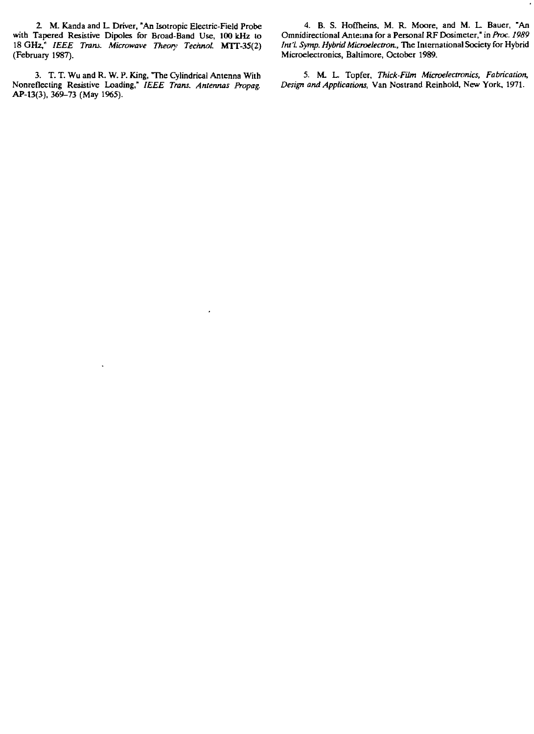2. M. Kanda and L. Driver, "An Isotropic Electric-Field Probe with Tapered Resistive Dipoles for Broad-Band Use, 100 kHz to 18 GHz," *IEEE Trans. Microwave Theory Technol.* MTT-35(2) (February 1987).

3. T. T. Wu and R. W. P. King, "The Cylindrical Antenna With Nonreflecting Resistive Loading," *IEEE Trans. Antennas Propag.* AP-13(3), 369–73 (May 1965).

4. B. S. Hoffheins, M. R. Moore, and M. L. Bauer, "An Omnidirectional Antenna for a Personal RF Dosimeter," in *Proc. 1989 Int'l. Symp. Hybrid Microelectron.*, The International Society for Hybrid Microelectronics, Baltimore, October 1989.

5. M. L. Topfer, *Thick-Film Microelectronics, Fabrication, Design and Applications*, Van Nostrand Reinhold, New York, 1971.